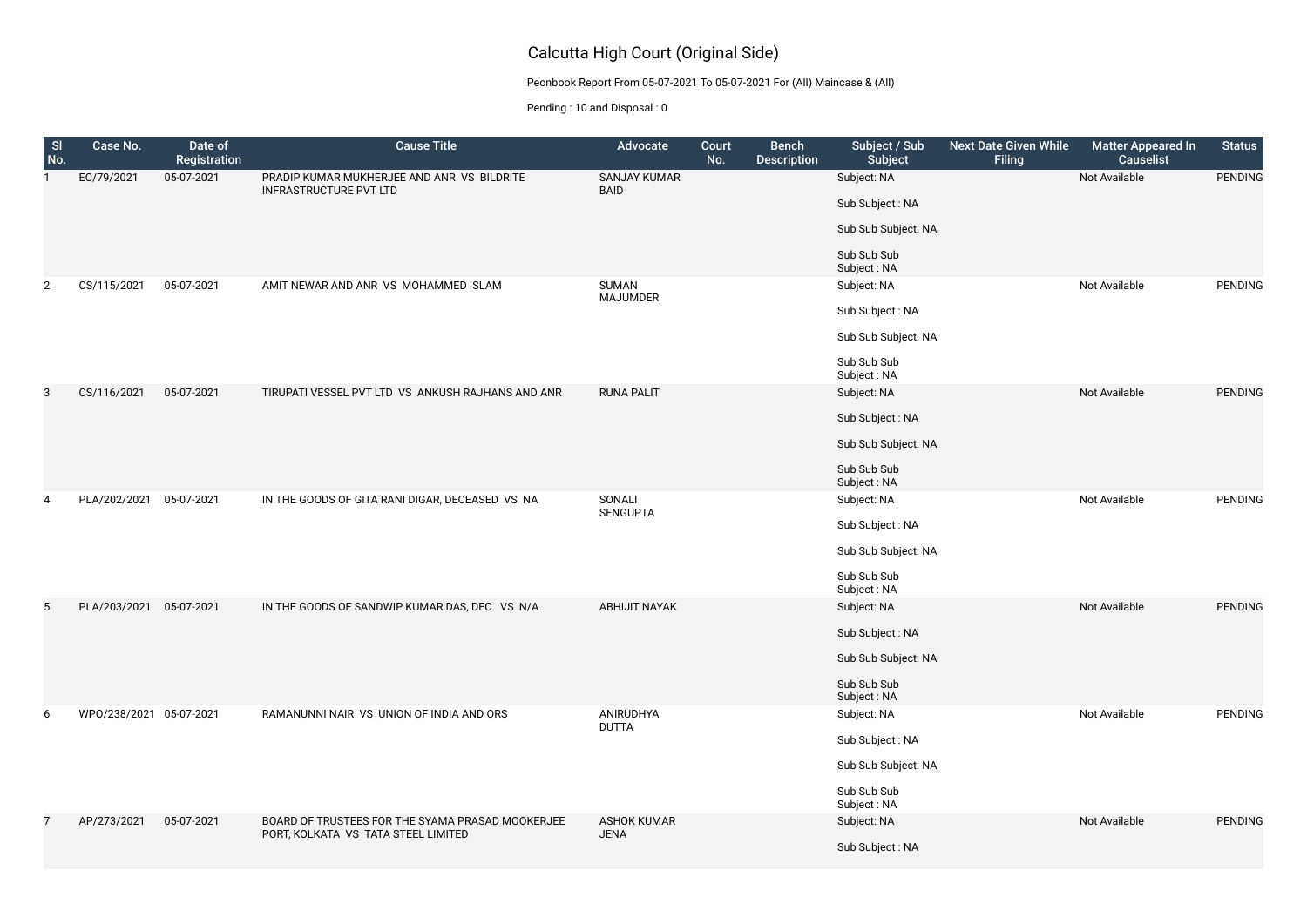# Calcutta High Court (Original Side)

Peonbook Report From 05-07-2021 To 05-07-2021 For (All) Maincase & (All)

Pending : 10 and Disposal : 0

| Sl No. | Case No. | Date of Registration | Cause Title | Advocate | Court No. | Bench Description | Subject / Sub Subject | Next Date Given While Filing | Matter Appeared In Causelist | Status |
|---|---|---|---|---|---|---|---|---|---|---|
| 1 | EC/79/2021 | 05-07-2021 | PRADIP KUMAR MUKHERJEE AND ANR VS BILDRITE INFRASTRUCTURE PVT LTD | SANJAY KUMAR BAID | | | Subject: NA<br>Sub Subject : NA<br>Sub Sub Subject: NA<br>Sub Sub Sub Subject : NA | | Not Available | PENDING |
| 2 | CS/115/2021 | 05-07-2021 | AMIT NEWAR AND ANR VS MOHAMMED ISLAM | SUMAN MAJUMDER | | | Subject: NA<br>Sub Subject : NA<br>Sub Sub Subject: NA<br>Sub Sub Sub Subject : NA | | Not Available | PENDING |
| 3 | CS/116/2021 | 05-07-2021 | TIRUPATI VESSEL PVT LTD VS ANKUSH RAJHANS AND ANR | RUNA PALIT | | | Subject: NA<br>Sub Subject : NA<br>Sub Sub Subject: NA<br>Sub Sub Sub Subject : NA | | Not Available | PENDING |
| 4 | PLA/202/2021 | 05-07-2021 | IN THE GOODS OF GITA RANI DIGAR, DECEASED VS NA | SONALI SENGUPTA | | | Subject: NA<br>Sub Subject : NA<br>Sub Sub Subject: NA<br>Sub Sub Sub Subject : NA | | Not Available | PENDING |
| 5 | PLA/203/2021 | 05-07-2021 | IN THE GOODS OF SANDWIP KUMAR DAS, DEC. VS N/A | ABHIJIT NAYAK | | | Subject: NA<br>Sub Subject : NA<br>Sub Sub Subject: NA<br>Sub Sub Sub Subject : NA | | Not Available | PENDING |
| 6 | WPO/238/2021 | 05-07-2021 | RAMANUNNI NAIR VS UNION OF INDIA AND ORS | ANIRUDHYA DUTTA | | | Subject: NA<br>Sub Subject : NA<br>Sub Sub Subject: NA<br>Sub Sub Sub Subject : NA | | Not Available | PENDING |
| 7 | AP/273/2021 | 05-07-2021 | BOARD OF TRUSTEES FOR THE SYAMA PRASAD MOOKERJEE PORT, KOLKATA VS TATA STEEL LIMITED | ASHOK KUMAR JENA | | | Subject: NA<br>Sub Subject : NA | | Not Available | PENDING |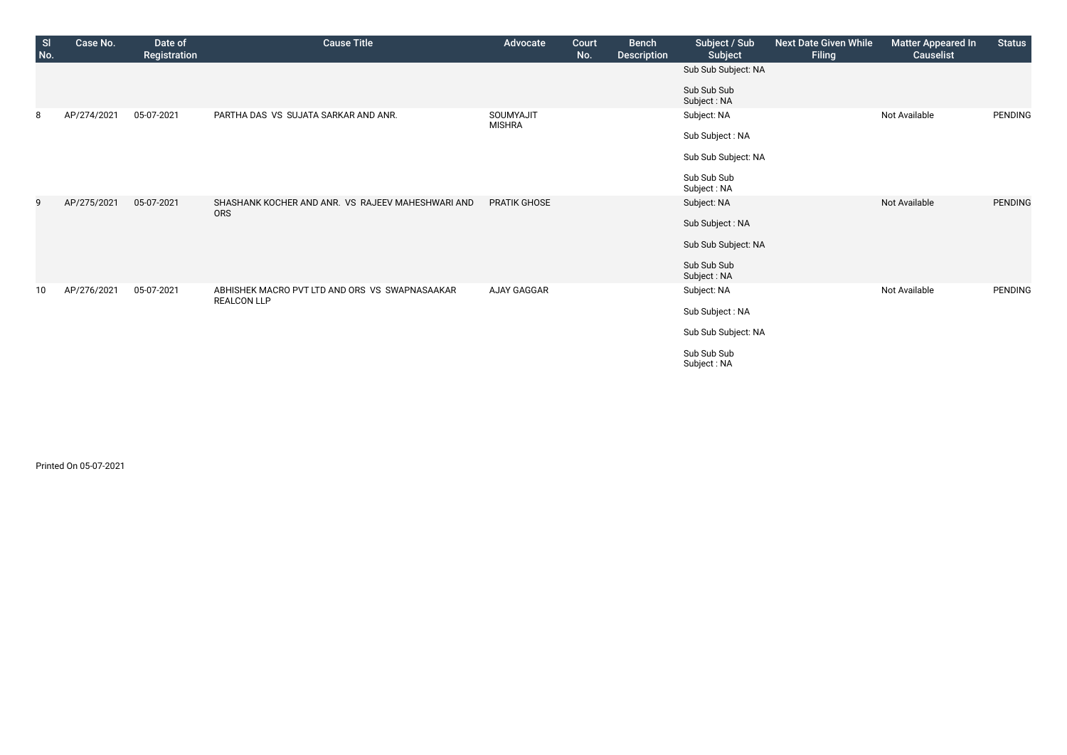| Sl No. | Case No. | Date of Registration | Cause Title | Advocate | Court No. | Bench Description | Subject / Sub Subject | Next Date Given While Filing | Matter Appeared In Causelist | Status |
|---|---|---|---|---|---|---|---|---|---|---|
| | | | | | | | Sub Sub Subject: NA<br><br>Sub Sub Sub Subject : NA | | | |
| 8 | AP/274/2021 | 05-07-2021 | PARTHA DAS VS SUJATA SARKAR AND ANR. | SOUMYAJIT MISHRA | | | Subject: NA<br><br>Sub Subject : NA<br><br>Sub Sub Subject: NA<br><br>Sub Sub Sub Subject : NA | | Not Available | PENDING |
| 9 | AP/275/2021 | 05-07-2021 | SHASHANK KOCHER AND ANR. VS RAJEEV MAHESHWARI AND ORS | PRATIK GHOSE | | | Subject: NA<br><br>Sub Subject : NA<br><br>Sub Sub Subject: NA<br><br>Sub Sub Sub Subject : NA | | Not Available | PENDING |
| 10 | AP/276/2021 | 05-07-2021 | ABHISHEK MACRO PVT LTD AND ORS VS SWAPNASAAKAR REALCON LLP | AJAY GAGGAR | | | Subject: NA<br><br>Sub Subject : NA<br><br>Sub Sub Subject: NA<br><br>Sub Sub Sub Subject : NA | | Not Available | PENDING |

Printed On 05-07-2021